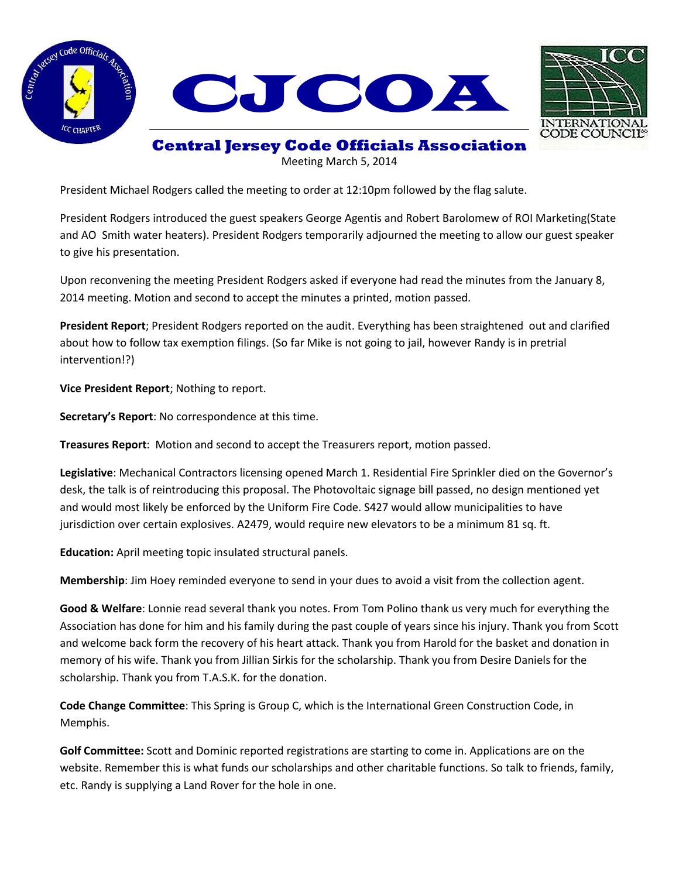# CJCOA

## Central Jersey Code Officials Association

Meeting March 5, 2014

President Michael Rodgers called the meeting to order at 12:10pm followed by the flag salute.

President Rodgers introduced the guest speakers George Agentis and Robert Barolomew of ROI Marketing(State and AO Smith water heaters). President Rodgers temporarily adjourned the meeting to allow our guest speaker to give his presentation.

Upon reconvening the meeting President Rodgers asked if everyone had read the minutes from the January 8, 2014 meeting. Motion and second to accept the minutes a printed, motion passed.

**President Report**; President Rodgers reported on the audit. Everything has been straightened out and clarified about how to follow tax exemption filings. (So far Mike is not going to jail, however Randy is in pretrial intervention!?)

**Vice President Report**; Nothing to report.

**Secretary's Report**: No correspondence at this time.

**Treasures Report**: Motion and second to accept the Treasurers report, motion passed.

**Legislative**: Mechanical Contractors licensing opened March 1. Residential Fire Sprinkler died on the Governor's desk, the talk is of reintroducing this proposal. The Photovoltaic signage bill passed, no design mentioned yet and would most likely be enforced by the Uniform Fire Code. S427 would allow municipalities to have jurisdiction over certain explosives. A2479, would require new elevators to be a minimum 81 sq. ft.

**Education:** April meeting topic insulated structural panels.

**Membership**: Jim Hoey reminded everyone to send in your dues to avoid a visit from the collection agent.

**Good & Welfare**: Lonnie read several thank you notes. From Tom Polino thank us very much for everything the Association has done for him and his family during the past couple of years since his injury. Thank you from Scott and welcome back form the recovery of his heart attack. Thank you from Harold for the basket and donation in memory of his wife. Thank you from Jillian Sirkis for the scholarship. Thank you from Desire Daniels for the scholarship. Thank you from T.A.S.K. for the donation.

**Code Change Committee**: This Spring is Group C, which is the International Green Construction Code, in Memphis.

**Golf Committee:** Scott and Dominic reported registrations are starting to come in. Applications are on the website. Remember this is what funds our scholarships and other charitable functions. So talk to friends, family, etc. Randy is supplying a Land Rover for the hole in one.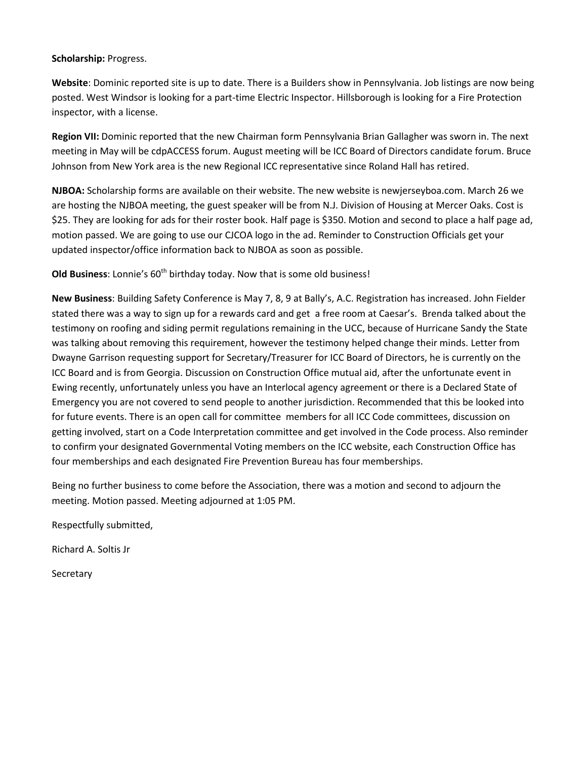**Scholarship:** Progress.

**Website**: Dominic reported site is up to date. There is a Builders show in Pennsylvania. Job listings are now being posted. West Windsor is looking for a part-time Electric Inspector. Hillsborough is looking for a Fire Protection inspector, with a license.

**Region VII:** Dominic reported that the new Chairman form Pennsylvania Brian Gallagher was sworn in. The next meeting in May will be cdpACCESS forum. August meeting will be ICC Board of Directors candidate forum. Bruce Johnson from New York area is the new Regional ICC representative since Roland Hall has retired.

**NJBOA:** Scholarship forms are available on their website. The new website is newjerseyboa.com. March 26 we are hosting the NJBOA meeting, the guest speaker will be from N.J. Division of Housing at Mercer Oaks. Cost is $25. They are looking for ads for their roster book. Half page is $350. Motion and second to place a half page ad, motion passed. We are going to use our CJCOA logo in the ad. Reminder to Construction Officials get your updated inspector/office information back to NJBOA as soon as possible.

**Old Business**: Lonnie's 60th birthday today. Now that is some old business!

**New Business**: Building Safety Conference is May 7, 8, 9 at Bally's, A.C. Registration has increased. John Fielder stated there was a way to sign up for a rewards card and get a free room at Caesar's. Brenda talked about the testimony on roofing and siding permit regulations remaining in the UCC, because of Hurricane Sandy the State was talking about removing this requirement, however the testimony helped change their minds. Letter from Dwayne Garrison requesting support for Secretary/Treasurer for ICC Board of Directors, he is currently on the ICC Board and is from Georgia. Discussion on Construction Office mutual aid, after the unfortunate event in Ewing recently, unfortunately unless you have an Interlocal agency agreement or there is a Declared State of Emergency you are not covered to send people to another jurisdiction. Recommended that this be looked into for future events. There is an open call for committee members for all ICC Code committees, discussion on getting involved, start on a Code Interpretation committee and get involved in the Code process. Also reminder to confirm your designated Governmental Voting members on the ICC website, each Construction Office has four memberships and each designated Fire Prevention Bureau has four memberships.

Being no further business to come before the Association, there was a motion and second to adjourn the meeting. Motion passed. Meeting adjourned at 1:05 PM.

Respectfully submitted,

Richard A. Soltis Jr

Secretary